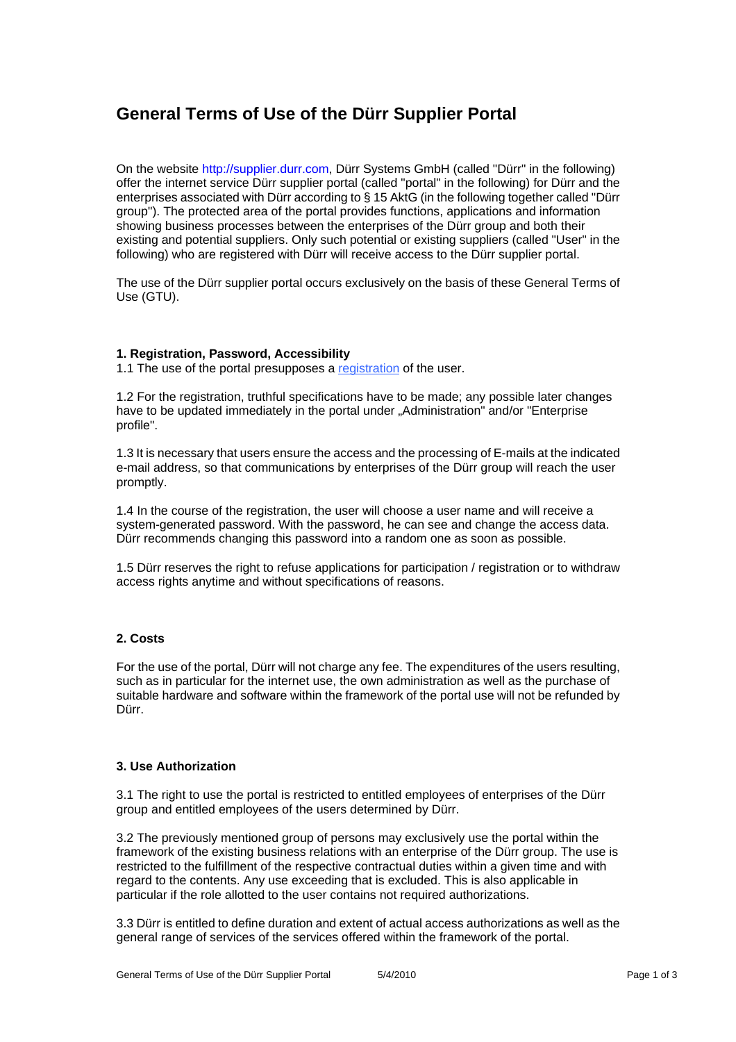# General Terms of Use of the Dürr Supplier Portal

On the website http://supplier.durr.com, Dürr Systems GmbH (called "Dürr" in the following) offer the internet service Dürr supplier portal (called "portal" in the following) for Dürr and the enterprises associated with Dürr according to § 15 AktG (in the following together called "Dürr group"). The protected area of the portal provides functions, applications and information showing business processes between the enterprises of the Dürr group and both their existing and potential suppliers. Only such potential or existing suppliers (called "User" in the following) who are registered with Dürr will receive access to the Dürr supplier portal.

The use of the Dürr supplier portal occurs exclusively on the basis of these General Terms of Use (GTU).

### 1. Registration, Password, Accessibility

1.1 The use of the portal presupposes a registration of the user.

1.2 For the registration, truthful specifications have to be made; any possible later changes have to be updated immediately in the portal under „Administration" and/or "Enterprise profile".

1.3 It is necessary that users ensure the access and the processing of E-mails at the indicated e-mail address, so that communications by enterprises of the Dürr group will reach the user promptly.

1.4 In the course of the registration, the user will choose a user name and will receive a system-generated password. With the password, he can see and change the access data. Dürr recommends changing this password into a random one as soon as possible.

1.5 Dürr reserves the right to refuse applications for participation / registration or to withdraw access rights anytime and without specifications of reasons.

### 2. Costs

For the use of the portal, Dürr will not charge any fee. The expenditures of the users resulting, such as in particular for the internet use, the own administration as well as the purchase of suitable hardware and software within the framework of the portal use will not be refunded by Dürr.

### 3. Use Authorization

3.1 The right to use the portal is restricted to entitled employees of enterprises of the Dürr group and entitled employees of the users determined by Dürr.

3.2 The previously mentioned group of persons may exclusively use the portal within the framework of the existing business relations with an enterprise of the Dürr group. The use is restricted to the fulfillment of the respective contractual duties within a given time and with regard to the contents. Any use exceeding that is excluded. This is also applicable in particular if the role allotted to the user contains not required authorizations.

3.3 Dürr is entitled to define duration and extent of actual access authorizations as well as the general range of services of the services offered within the framework of the portal.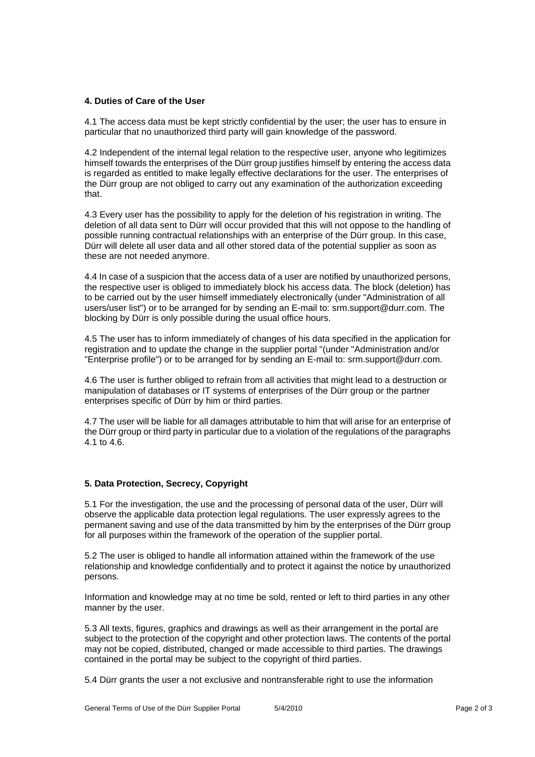### 4. Duties of Care of the User

4.1 The access data must be kept strictly confidential by the user; the user has to ensure in particular that no unauthorized third party will gain knowledge of the password.

4.2 Independent of the internal legal relation to the respective user, anyone who legitimizes himself towards the enterprises of the Dürr group justifies himself by entering the access data is regarded as entitled to make legally effective declarations for the user. The enterprises of the Dürr group are not obliged to carry out any examination of the authorization exceeding that.

4.3 Every user has the possibility to apply for the deletion of his registration in writing. The deletion of all data sent to Dürr will occur provided that this will not oppose to the handling of possible running contractual relationships with an enterprise of the Dürr group. In this case, Dürr will delete all user data and all other stored data of the potential supplier as soon as these are not needed anymore.

4.4 In case of a suspicion that the access data of a user are notified by unauthorized persons, the respective user is obliged to immediately block his access data. The block (deletion) has to be carried out by the user himself immediately electronically (under "Administration of all users/user list") or to be arranged for by sending an E-mail to: srm.support@durr.com. The blocking by Dürr is only possible during the usual office hours.

4.5 The user has to inform immediately of changes of his data specified in the application for registration and to update the change in the supplier portal "(under "Administration and/or "Enterprise profile") or to be arranged for by sending an E-mail to: srm.support@durr.com.

4.6 The user is further obliged to refrain from all activities that might lead to a destruction or manipulation of databases or IT systems of enterprises of the Dürr group or the partner enterprises specific of Dürr by him or third parties.

4.7 The user will be liable for all damages attributable to him that will arise for an enterprise of the Dürr group or third party in particular due to a violation of the regulations of the paragraphs 4.1 to 4.6.

### 5. Data Protection, Secrecy, Copyright

5.1 For the investigation, the use and the processing of personal data of the user, Dürr will observe the applicable data protection legal regulations. The user expressly agrees to the permanent saving and use of the data transmitted by him by the enterprises of the Dürr group for all purposes within the framework of the operation of the supplier portal.

5.2 The user is obliged to handle all information attained within the framework of the use relationship and knowledge confidentially and to protect it against the notice by unauthorized persons.

Information and knowledge may at no time be sold, rented or left to third parties in any other manner by the user.

5.3 All texts, figures, graphics and drawings as well as their arrangement in the portal are subject to the protection of the copyright and other protection laws. The contents of the portal may not be copied, distributed, changed or made accessible to third parties. The drawings contained in the portal may be subject to the copyright of third parties.

5.4 Dürr grants the user a not exclusive and nontransferable right to use the information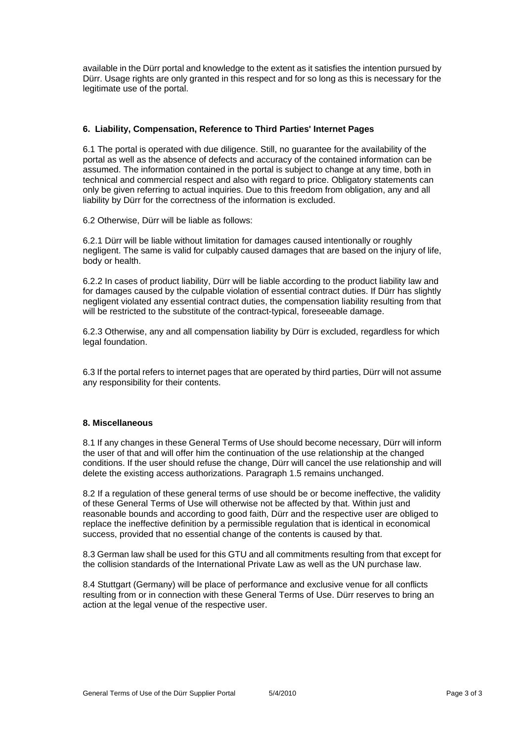available in the Dürr portal and knowledge to the extent as it satisfies the intention pursued by Dürr. Usage rights are only granted in this respect and for so long as this is necessary for the legitimate use of the portal.

### 6. Liability, Compensation, Reference to Third Parties' Internet Pages

6.1 The portal is operated with due diligence. Still, no guarantee for the availability of the portal as well as the absence of defects and accuracy of the contained information can be assumed. The information contained in the portal is subject to change at any time, both in technical and commercial respect and also with regard to price. Obligatory statements can only be given referring to actual inquiries. Due to this freedom from obligation, any and all liability by Dürr for the correctness of the information is excluded.

6.2 Otherwise, Dürr will be liable as follows:

6.2.1 Dürr will be liable without limitation for damages caused intentionally or roughly negligent. The same is valid for culpably caused damages that are based on the injury of life, body or health.

6.2.2 In cases of product liability, Dürr will be liable according to the product liability law and for damages caused by the culpable violation of essential contract duties. If Dürr has slightly negligent violated any essential contract duties, the compensation liability resulting from that will be restricted to the substitute of the contract-typical, foreseeable damage.

6.2.3 Otherwise, any and all compensation liability by Dürr is excluded, regardless for which legal foundation.

6.3 If the portal refers to internet pages that are operated by third parties, Dürr will not assume any responsibility for their contents.

### 8. Miscellaneous

8.1 If any changes in these General Terms of Use should become necessary, Dürr will inform the user of that and will offer him the continuation of the use relationship at the changed conditions. If the user should refuse the change, Dürr will cancel the use relationship and will delete the existing access authorizations. Paragraph 1.5 remains unchanged.

8.2 If a regulation of these general terms of use should be or become ineffective, the validity of these General Terms of Use will otherwise not be affected by that. Within just and reasonable bounds and according to good faith, Dürr and the respective user are obliged to replace the ineffective definition by a permissible regulation that is identical in economical success, provided that no essential change of the contents is caused by that.

8.3 German law shall be used for this GTU and all commitments resulting from that except for the collision standards of the International Private Law as well as the UN purchase law.

8.4 Stuttgart (Germany) will be place of performance and exclusive venue for all conflicts resulting from or in connection with these General Terms of Use. Dürr reserves to bring an action at the legal venue of the respective user.